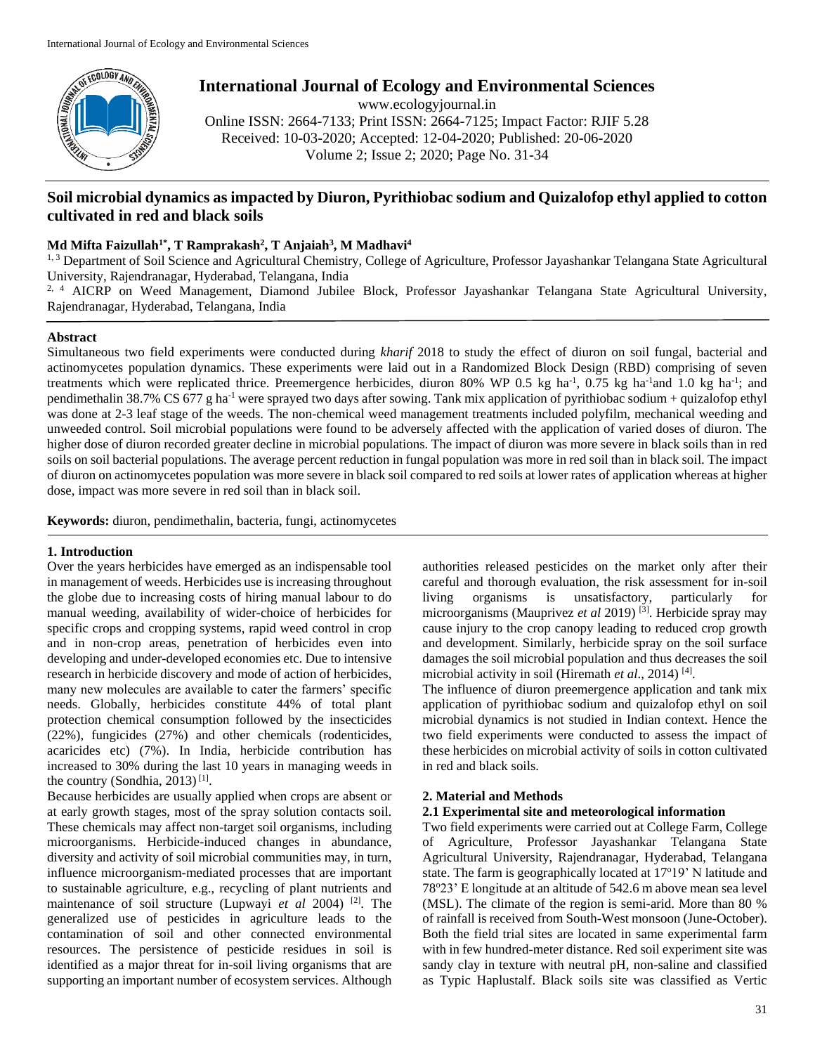# Soil microbial dynamics as impacted by Diuron, Pyrithiobac sodium and Quizalofop ethyl applied to cotton cultivated in red and black soils

**Md Mifta Faizullah[1*], T Ramprakash[2], T Anjaiah[3], M Madhavi[4]**

[1, 3] Department of Soil Science and Agricultural Chemistry, College of Agriculture, Professor Jayashankar Telangana State Agricultural University, Rajendranagar, Hyderabad, Telangana, India

[2, 4] AICRP on Weed Management, Diamond Jubilee Block, Professor Jayashankar Telangana State Agricultural University, Rajendranagar, Hyderabad, Telangana, India

## Abstract

Simultaneous two field experiments were conducted during *kharif* 2018 to study the effect of diuron on soil fungal, bacterial and actinomycetes population dynamics. These experiments were laid out in a Randomized Block Design (RBD) comprising of seven treatments which were replicated thrice. Preemergence herbicides, diuron 80% WP 0.5 kg ha$^{-1}$, 0.75 kg ha$^{-1}$and 1.0 kg ha$^{-1}$; and pendimethalin 38.7% CS 677 g ha$^{-1}$ were sprayed two days after sowing. Tank mix application of pyrithiobac sodium + quizalofop ethyl was done at 2-3 leaf stage of the weeds. The non-chemical weed management treatments included polyfilm, mechanical weeding and unweeded control. Soil microbial populations were found to be adversely affected with the application of varied doses of diuron. The higher dose of diuron recorded greater decline in microbial populations. The impact of diuron was more severe in black soils than in red soils on soil bacterial populations. The average percent reduction in fungal population was more in red soil than in black soil. The impact of diuron on actinomycetes population was more severe in black soil compared to red soils at lower rates of application whereas at higher dose, impact was more severe in red soil than in black soil.

**Keywords:** diuron, pendimethalin, bacteria, fungi, actinomycetes

## 1. Introduction

Over the years herbicides have emerged as an indispensable tool in management of weeds. Herbicides use is increasing throughout the globe due to increasing costs of hiring manual labour to do manual weeding, availability of wider-choice of herbicides for specific crops and cropping systems, rapid weed control in crop and in non-crop areas, penetration of herbicides even into developing and under-developed economies etc. Due to intensive research in herbicide discovery and mode of action of herbicides, many new molecules are available to cater the farmers' specific needs. Globally, herbicides constitute 44% of total plant protection chemical consumption followed by the insecticides (22%), fungicides (27%) and other chemicals (rodenticides, acaricides etc) (7%). In India, herbicide contribution has increased to 30% during the last 10 years in managing weeds in the country (Sondhia, 2013) [1].

Because herbicides are usually applied when crops are absent or at early growth stages, most of the spray solution contacts soil. These chemicals may affect non-target soil organisms, including microorganisms. Herbicide-induced changes in abundance, diversity and activity of soil microbial communities may, in turn, influence microorganism-mediated processes that are important to sustainable agriculture, e.g., recycling of plant nutrients and maintenance of soil structure (Lupwayi *et al* 2004) [2]. The generalized use of pesticides in agriculture leads to the contamination of soil and other connected environmental resources. The persistence of pesticide residues in soil is identified as a major threat for in-soil living organisms that are supporting an important number of ecosystem services. Although authorities released pesticides on the market only after their careful and thorough evaluation, the risk assessment for in-soil living organisms is unsatisfactory, particularly for microorganisms (Mauprivez *et al* 2019) [3]. Herbicide spray may cause injury to the crop canopy leading to reduced crop growth and development. Similarly, herbicide spray on the soil surface damages the soil microbial population and thus decreases the soil microbial activity in soil (Hiremath *et al*., 2014) [4].

The influence of diuron preemergence application and tank mix application of pyrithiobac sodium and quizalofop ethyl on soil microbial dynamics is not studied in Indian context. Hence the two field experiments were conducted to assess the impact of these herbicides on microbial activity of soils in cotton cultivated in red and black soils.

## 2. Material and Methods

### 2.1 Experimental site and meteorological information

Two field experiments were carried out at College Farm, College of Agriculture, Professor Jayashankar Telangana State Agricultural University, Rajendranagar, Hyderabad, Telangana state. The farm is geographically located at 17º19' N latitude and 78º23' E longitude at an altitude of 542.6 m above mean sea level (MSL). The climate of the region is semi-arid. More than 80 % of rainfall is received from South-West monsoon (June-October). Both the field trial sites are located in same experimental farm with in few hundred-meter distance. Red soil experiment site was sandy clay in texture with neutral pH, non-saline and classified as Typic Haplustalf. Black soils site was classified as Vertic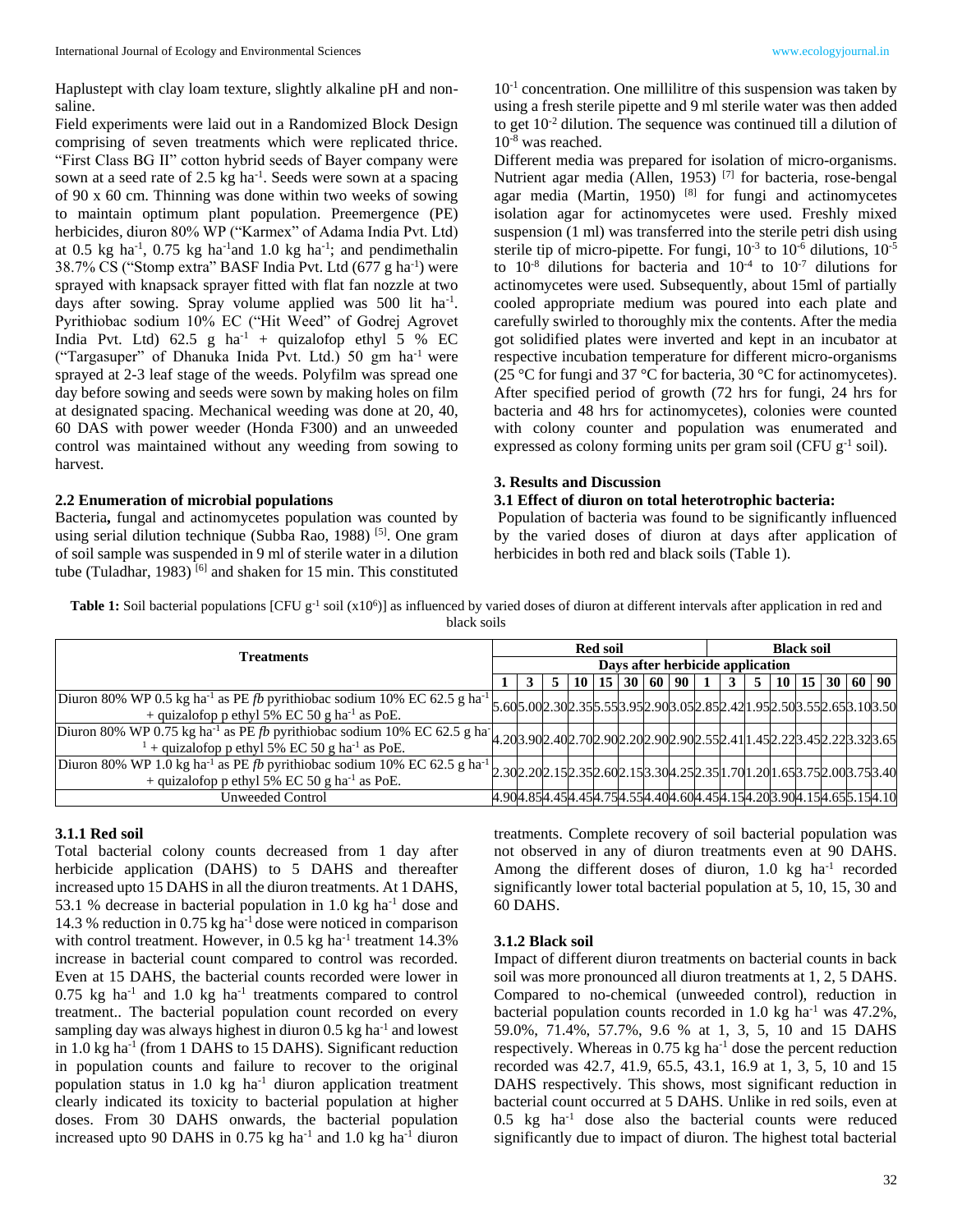Haplustept with clay loam texture, slightly alkaline pH and non-saline.

Field experiments were laid out in a Randomized Block Design comprising of seven treatments which were replicated thrice. "First Class BG II" cotton hybrid seeds of Bayer company were sown at a seed rate of 2.5 kg ha$^{-1}$. Seeds were sown at a spacing of 90 x 60 cm. Thinning was done within two weeks of sowing to maintain optimum plant population. Preemergence (PE) herbicides, diuron 80% WP ("Karmex" of Adama India Pvt. Ltd) at 0.5 kg ha$^{-1}$, 0.75 kg ha$^{-1}$and 1.0 kg ha$^{-1}$; and pendimethalin 38.7% CS ("Stomp extra" BASF India Pvt. Ltd (677 g ha$^{-1}$) were sprayed with knapsack sprayer fitted with flat fan nozzle at two days after sowing. Spray volume applied was 500 lit ha$^{-1}$. Pyrithiobac sodium 10% EC ("Hit Weed" of Godrej Agrovet India Pvt. Ltd) 62.5 g ha$^{-1}$ + quizalofop ethyl 5 % EC ("Targasuper" of Dhanuka Inida Pvt. Ltd.) 50 gm ha$^{-1}$ were sprayed at 2-3 leaf stage of the weeds. Polyfilm was spread one day before sowing and seeds were sown by making holes on film at designated spacing. Mechanical weeding was done at 20, 40, 60 DAS with power weeder (Honda F300) and an unweeded control was maintained without any weeding from sowing to harvest.

### 2.2 Enumeration of microbial populations

Bacteria**,** fungal and actinomycetes population was counted by using serial dilution technique (Subba Rao, 1988) [5]. One gram of soil sample was suspended in 9 ml of sterile water in a dilution tube (Tuladhar, 1983) [6] and shaken for 15 min. This constituted $10^{-1}$ concentration. One millilitre of this suspension was taken by using a fresh sterile pipette and 9 ml sterile water was then added to get $10^{-2}$ dilution. The sequence was continued till a dilution of $10^{-8}$ was reached.

Different media was prepared for isolation of micro-organisms. Nutrient agar media (Allen, 1953) [7] for bacteria, rose-bengal agar media (Martin, 1950) [8] for fungi and actinomycetes isolation agar for actinomycetes were used. Freshly mixed suspension (1 ml) was transferred into the sterile petri dish using sterile tip of micro-pipette. For fungi, $10^{-3}$ to $10^{-6}$ dilutions, $10^{-5}$ to $10^{-8}$ dilutions for bacteria and $10^{-4}$ to $10^{-7}$ dilutions for actinomycetes were used. Subsequently, about 15ml of partially cooled appropriate medium was poured into each plate and carefully swirled to thoroughly mix the contents. After the media got solidified plates were inverted and kept in an incubator at respective incubation temperature for different micro-organisms (25 °C for fungi and 37 °C for bacteria, 30 °C for actinomycetes). After specified period of growth (72 hrs for fungi, 24 hrs for bacteria and 48 hrs for actinomycetes), colonies were counted with colony counter and population was enumerated and expressed as colony forming units per gram soil (CFU g$^{-1}$ soil).

## 3. Results and Discussion

### 3.1 Effect of diuron on total heterotrophic bacteria:

Population of bacteria was found to be significantly influenced by the varied doses of diuron at days after application of herbicides in both red and black soils (Table 1).

**Table 1:** Soil bacterial populations [CFU g$^{-1}$ soil (x10$^{6}$)] as influenced by varied doses of diuron at different intervals after application in red and black soils

| Treatments | Red soil | | | | | | | | Black soil | | | | | | | |
|---|---|---|---|---|---|---|---|---|---|---|---|---|---|---|---|---|
| | Days after herbicide application | | | | | | | | | | | | | | | |
| | 1 | 3 | 5 | 10 | 15 | 30 | 60 | 90 | 1 | 3 | 5 | 10 | 15 | 30 | 60 | 90 |
| Diuron 80% WP 0.5 kg ha$^{-1}$ as PE *fb* pyrithiobac sodium 10% EC 62.5 g ha$^{-1}$ + quizalofop p ethyl 5% EC 50 g ha$^{-1}$ as PoE. | 5.60 | 5.00 | 2.30 | 2.35 | 5.55 | 3.95 | 2.90 | 3.05 | 2.85 | 2.42 | 1.95 | 2.50 | 3.55 | 2.65 | 3.10 | 3.50 |
| Diuron 80% WP 0.75 kg ha$^{-1}$ as PE *fb* pyrithiobac sodium 10% EC 62.5 g ha$^{-1}$ + quizalofop p ethyl 5% EC 50 g ha$^{-1}$ as PoE. | 4.20 | 3.90 | 2.40 | 2.70 | 2.90 | 2.20 | 2.90 | 2.90 | 2.55 | 2.41 | 1.45 | 2.22 | 3.45 | 2.22 | 3.32 | 3.65 |
| Diuron 80% WP 1.0 kg ha$^{-1}$ as PE *fb* pyrithiobac sodium 10% EC 62.5 g ha$^{-1}$ + quizalofop p ethyl 5% EC 50 g ha$^{-1}$ as PoE. | 2.30 | 2.20 | 2.15 | 2.35 | 2.60 | 2.15 | 3.30 | 4.25 | 2.35 | 1.70 | 1.20 | 1.65 | 3.75 | 2.00 | 3.75 | 3.40 |
| Unweeded Control | 4.90 | 4.85 | 4.45 | 4.45 | 4.75 | 4.55 | 4.40 | 4.60 | 4.45 | 4.15 | 4.20 | 3.90 | 4.15 | 4.65 | 5.15 | 4.10 |

### 3.1.1 Red soil

Total bacterial colony counts decreased from 1 day after herbicide application (DAHS) to 5 DAHS and thereafter increased upto 15 DAHS in all the diuron treatments. At 1 DAHS, 53.1 % decrease in bacterial population in 1.0 kg ha$^{-1}$ dose and 14.3 % reduction in 0.75 kg ha$^{-1}$ dose were noticed in comparison with control treatment. However, in 0.5 kg ha$^{-1}$ treatment 14.3% increase in bacterial count compared to control was recorded. Even at 15 DAHS, the bacterial counts recorded were lower in 0.75 kg ha$^{-1}$ and 1.0 kg ha$^{-1}$ treatments compared to control treatment.. The bacterial population count recorded on every sampling day was always highest in diuron 0.5 kg ha$^{-1}$ and lowest in 1.0 kg ha$^{-1}$ (from 1 DAHS to 15 DAHS). Significant reduction in population counts and failure to recover to the original population status in 1.0 kg ha$^{-1}$ diuron application treatment clearly indicated its toxicity to bacterial population at higher doses. From 30 DAHS onwards, the bacterial population increased upto 90 DAHS in 0.75 kg ha$^{-1}$ and 1.0 kg ha$^{-1}$ diuron treatments. Complete recovery of soil bacterial population was not observed in any of diuron treatments even at 90 DAHS. Among the different doses of diuron, 1.0 kg ha$^{-1}$ recorded significantly lower total bacterial population at 5, 10, 15, 30 and 60 DAHS.

### 3.1.2 Black soil

Impact of different diuron treatments on bacterial counts in back soil was more pronounced all diuron treatments at 1, 2, 5 DAHS. Compared to no-chemical (unweeded control), reduction in bacterial population counts recorded in 1.0 kg ha$^{-1}$ was 47.2%, 59.0%, 71.4%, 57.7%, 9.6 % at 1, 3, 5, 10 and 15 DAHS respectively. Whereas in 0.75 kg ha$^{-1}$ dose the percent reduction recorded was 42.7, 41.9, 65.5, 43.1, 16.9 at 1, 3, 5, 10 and 15 DAHS respectively. This shows, most significant reduction in bacterial count occurred at 5 DAHS. Unlike in red soils, even at 0.5 kg ha$^{-1}$ dose also the bacterial counts were reduced significantly due to impact of diuron. The highest total bacterial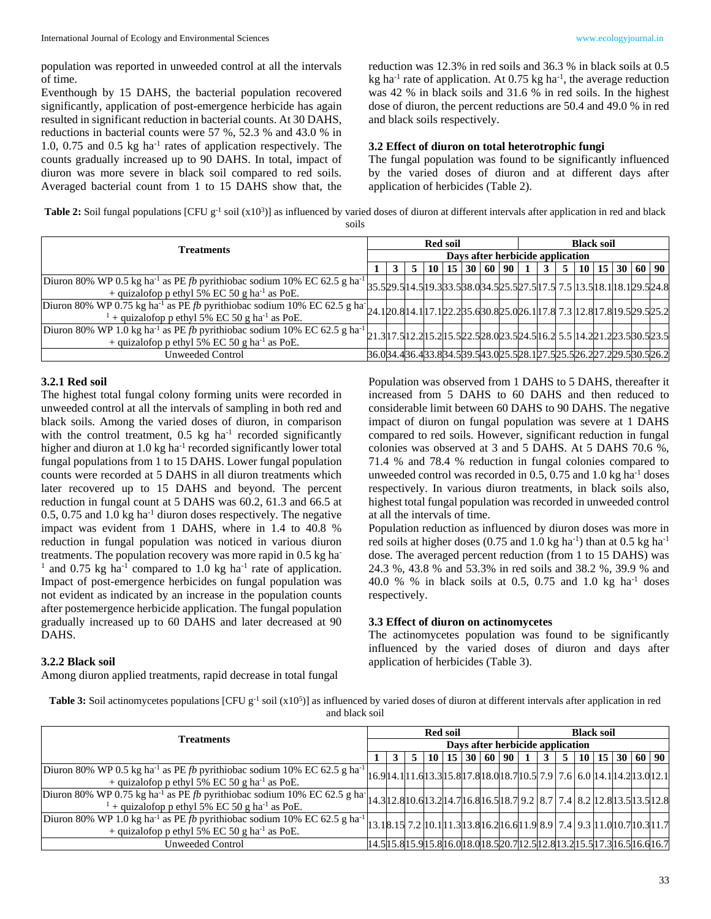population was reported in unweeded control at all the intervals of time.

Eventhough by 15 DAHS, the bacterial population recovered significantly, application of post-emergence herbicide has again resulted in significant reduction in bacterial counts. At 30 DAHS, reductions in bacterial counts were 57 %, 52.3 % and 43.0 % in 1.0, 0.75 and 0.5 kg ha$^{-1}$ rates of application respectively. The counts gradually increased up to 90 DAHS. In total, impact of diuron was more severe in black soil compared to red soils. Averaged bacterial count from 1 to 15 DAHS show that, the reduction was 12.3% in red soils and 36.3 % in black soils at 0.5 kg ha$^{-1}$ rate of application. At 0.75 kg ha$^{-1}$, the average reduction was 42 % in black soils and 31.6 % in red soils. In the highest dose of diuron, the percent reductions are 50.4 and 49.0 % in red and black soils respectively.

### 3.2 Effect of diuron on total heterotrophic fungi

The fungal population was found to be significantly influenced by the varied doses of diuron and at different days after application of herbicides (Table 2).

**Table 2:** Soil fungal populations [CFU g$^{-1}$ soil (x10$^3$)] as influenced by varied doses of diuron at different intervals after application in red and black soils

| Treatments | Red soil | | | | | | | | Black soil | | | | | | | |
|---|---|---|---|---|---|---|---|---|---|---|---|---|---|---|---|---|
| | Days after herbicide application | | | | | | | | | | | | | | | |
| | 1 | 3 | 5 | 10 | 15 | 30 | 60 | 90 | 1 | 3 | 5 | 10 | 15 | 30 | 60 | 90 |
| Diuron 80% WP 0.5 kg ha$^{-1}$ as PE *fb* pyrithiobac sodium 10% EC 62.5 g ha$^{-1}$ + quizalofop p ethyl 5% EC 50 g ha$^{-1}$ as PoE. | 35.5 | 29.5 | 14.5 | 19.3 | 33.5 | 38.0 | 34.5 | 25.5 | 27.5 | 17.5 | 7.5 | 13.5 | 18.1 | 18.1 | 29.5 | 24.8 |
| Diuron 80% WP 0.75 kg ha$^{-1}$ as PE *fb* pyrithiobac sodium 10% EC 62.5 g ha$^{-1}$ + quizalofop p ethyl 5% EC 50 g ha$^{-1}$ as PoE. | 24.1 | 20.8 | 14.1 | 17.1 | 22.2 | 35.6 | 30.8 | 25.0 | 26.1 | 17.8 | 7.3 | 12.8 | 17.8 | 19.5 | 29.5 | 25.2 |
| Diuron 80% WP 1.0 kg ha$^{-1}$ as PE *fb* pyrithiobac sodium 10% EC 62.5 g ha$^{-1}$ + quizalofop p ethyl 5% EC 50 g ha$^{-1}$ as PoE. | 21.3 | 17.5 | 12.2 | 15.2 | 15.5 | 22.5 | 28.0 | 23.5 | 24.5 | 16.2 | 5.5 | 14.2 | 21.2 | 23.5 | 30.5 | 23.5 |
| Unweeded Control | 36.0 | 34.4 | 36.4 | 33.8 | 34.5 | 39.5 | 43.0 | 25.5 | 28.1 | 27.5 | 25.5 | 26.2 | 27.2 | 29.5 | 30.5 | 26.2 |

#### 3.2.1 Red soil

The highest total fungal colony forming units were recorded in unweeded control at all the intervals of sampling in both red and black soils. Among the varied doses of diuron, in comparison with the control treatment, 0.5 kg ha$^{-1}$ recorded significantly higher and diuron at 1.0 kg ha$^{-1}$ recorded significantly lower total fungal populations from 1 to 15 DAHS. Lower fungal population counts were recorded at 5 DAHS in all diuron treatments which later recovered up to 15 DAHS and beyond. The percent reduction in fungal count at 5 DAHS was 60.2, 61.3 and 66.5 at 0.5, 0.75 and 1.0 kg ha$^{-1}$ diuron doses respectively. The negative impact was evident from 1 DAHS, where in 1.4 to 40.8 % reduction in fungal population was noticed in various diuron treatments. The population recovery was more rapid in 0.5 kg ha$^{-1}$ and 0.75 kg ha$^{-1}$ compared to 1.0 kg ha$^{-1}$ rate of application. Impact of post-emergence herbicides on fungal population was not evident as indicated by an increase in the population counts after postemergence herbicide application. The fungal population gradually increased up to 60 DAHS and later decreased at 90 DAHS.

#### 3.2.2 Black soil

Among diuron applied treatments, rapid decrease in total fungal Population was observed from 1 DAHS to 5 DAHS, thereafter it increased from 5 DAHS to 60 DAHS and then reduced to considerable limit between 60 DAHS to 90 DAHS. The negative impact of diuron on fungal population was severe at 1 DAHS compared to red soils. However, significant reduction in fungal colonies was observed at 3 and 5 DAHS. At 5 DAHS 70.6 %, 71.4 % and 78.4 % reduction in fungal colonies compared to unweeded control was recorded in 0.5, 0.75 and 1.0 kg ha$^{-1}$ doses respectively. In various diuron treatments, in black soils also, highest total fungal population was recorded in unweeded control at all the intervals of time.

Population reduction as influenced by diuron doses was more in red soils at higher doses (0.75 and 1.0 kg ha$^{-1}$) than at 0.5 kg ha$^{-1}$ dose. The averaged percent reduction (from 1 to 15 DAHS) was 24.3 %, 43.8 % and 53.3% in red soils and 38.2 %, 39.9 % and 40.0 % % in black soils at 0.5, 0.75 and 1.0 kg ha$^{-1}$ doses respectively.

### 3.3 Effect of diuron on actinomycetes

The actinomycetes population was found to be significantly influenced by the varied doses of diuron and days after application of herbicides (Table 3).

**Table 3:** Soil actinomycetes populations [CFU g$^{-1}$ soil (x10$^5$)] as influenced by varied doses of diuron at different intervals after application in red and black soil

| Treatments | Red soil | | | | | | | | Black soil | | | | | | | |
|---|---|---|---|---|---|---|---|---|---|---|---|---|---|---|---|---|
| | Days after herbicide application | | | | | | | | | | | | | | | |
| | 1 | 3 | 5 | 10 | 15 | 30 | 60 | 90 | 1 | 3 | 5 | 10 | 15 | 30 | 60 | 90 |
| Diuron 80% WP 0.5 kg ha$^{-1}$ as PE *fb* pyrithiobac sodium 10% EC 62.5 g ha$^{-1}$ + quizalofop p ethyl 5% EC 50 g ha$^{-1}$ as PoE. | 16.9 | 14.1 | 11.6 | 13.3 | 15.8 | 17.8 | 18.0 | 18.7 | 10.5 | 7.9 | 7.6 | 6.0 | 14.1 | 14.2 | 13.0 | 12.1 |
| Diuron 80% WP 0.75 kg ha$^{-1}$ as PE *fb* pyrithiobac sodium 10% EC 62.5 g ha$^{-1}$ + quizalofop p ethyl 5% EC 50 g ha$^{-1}$ as PoE. | 14.3 | 12.8 | 10.6 | 13.2 | 14.7 | 16.8 | 16.5 | 18.7 | 9.2 | 8.7 | 7.4 | 8.2 | 12.8 | 13.5 | 13.5 | 12.8 |
| Diuron 80% WP 1.0 kg ha$^{-1}$ as PE *fb* pyrithiobac sodium 10% EC 62.5 g ha$^{-1}$ + quizalofop p ethyl 5% EC 50 g ha$^{-1}$ as PoE. | 13.1 | 8.15 | 7.2 | 10.1 | 11.3 | 13.8 | 16.2 | 16.6 | 11.9 | 8.9 | 7.4 | 9.3 | 11.0 | 10.7 | 10.3 | 11.7 |
| Unweeded Control | 14.5 | 15.8 | 15.9 | 15.8 | 16.0 | 18.0 | 18.5 | 20.7 | 12.5 | 12.8 | 13.2 | 15.5 | 17.3 | 16.5 | 16.6 | 16.7 |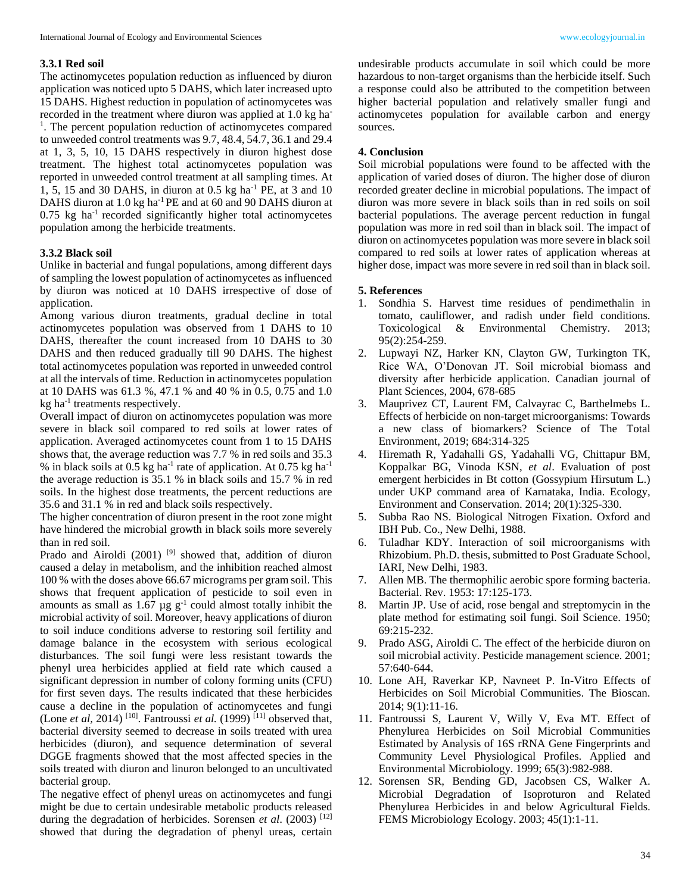### 3.3.1 Red soil

The actinomycetes population reduction as influenced by diuron application was noticed upto 5 DAHS, which later increased upto 15 DAHS. Highest reduction in population of actinomycetes was recorded in the treatment where diuron was applied at 1.0 kg $ha^{-1}$. The percent population reduction of actinomycetes compared to unweeded control treatments was 9.7, 48.4, 54.7, 36.1 and 29.4 at 1, 3, 5, 10, 15 DAHS respectively in diuron highest dose treatment. The highest total actinomycetes population was reported in unweeded control treatment at all sampling times. At 1, 5, 15 and 30 DAHS, in diuron at 0.5 kg $ha^{-1}$ PE, at 3 and 10 DAHS diuron at 1.0 kg $ha^{-1}$ PE and at 60 and 90 DAHS diuron at 0.75 kg $ha^{-1}$ recorded significantly higher total actinomycetes population among the herbicide treatments.

### 3.3.2 Black soil

Unlike in bacterial and fungal populations, among different days of sampling the lowest population of actinomycetes as influenced by diuron was noticed at 10 DAHS irrespective of dose of application.

Among various diuron treatments, gradual decline in total actinomycetes population was observed from 1 DAHS to 10 DAHS, thereafter the count increased from 10 DAHS to 30 DAHS and then reduced gradually till 90 DAHS. The highest total actinomycetes population was reported in unweeded control at all the intervals of time. Reduction in actinomycetes population at 10 DAHS was 61.3 %, 47.1 % and 40 % in 0.5, 0.75 and 1.0 kg $ha^{-1}$ treatments respectively.

Overall impact of diuron on actinomycetes population was more severe in black soil compared to red soils at lower rates of application. Averaged actinomycetes count from 1 to 15 DAHS shows that, the average reduction was 7.7 % in red soils and 35.3 % in black soils at 0.5 kg $ha^{-1}$ rate of application. At 0.75 kg $ha^{-1}$ the average reduction is 35.1 % in black soils and 15.7 % in red soils. In the highest dose treatments, the percent reductions are 35.6 and 31.1 % in red and black soils respectively.

The higher concentration of diuron present in the root zone might have hindered the microbial growth in black soils more severely than in red soil.

Prado and Airoldi (2001) [9] showed that, addition of diuron caused a delay in metabolism, and the inhibition reached almost 100 % with the doses above 66.67 micrograms per gram soil. This shows that frequent application of pesticide to soil even in amounts as small as 1.67 µg $g^{-1}$ could almost totally inhibit the microbial activity of soil. Moreover, heavy applications of diuron to soil induce conditions adverse to restoring soil fertility and damage balance in the ecosystem with serious ecological disturbances. The soil fungi were less resistant towards the phenyl urea herbicides applied at field rate which caused a significant depression in number of colony forming units (CFU) for first seven days. The results indicated that these herbicides cause a decline in the population of actinomycetes and fungi (Lone *et al*, 2014) [10]. Fantroussi *et al.* (1999) [11] observed that, bacterial diversity seemed to decrease in soils treated with urea herbicides (diuron), and sequence determination of several DGGE fragments showed that the most affected species in the soils treated with diuron and linuron belonged to an uncultivated bacterial group.

The negative effect of phenyl ureas on actinomycetes and fungi might be due to certain undesirable metabolic products released during the degradation of herbicides. Sorensen *et al*. (2003) [12] showed that during the degradation of phenyl ureas, certain undesirable products accumulate in soil which could be more hazardous to non-target organisms than the herbicide itself. Such a response could also be attributed to the competition between higher bacterial population and relatively smaller fungi and actinomycetes population for available carbon and energy sources.

## 4. Conclusion

Soil microbial populations were found to be affected with the application of varied doses of diuron. The higher dose of diuron recorded greater decline in microbial populations. The impact of diuron was more severe in black soils than in red soils on soil bacterial populations. The average percent reduction in fungal population was more in red soil than in black soil. The impact of diuron on actinomycetes population was more severe in black soil compared to red soils at lower rates of application whereas at higher dose, impact was more severe in red soil than in black soil.

## 5. References

1. Sondhia S. Harvest time residues of pendimethalin in tomato, cauliflower, and radish under field conditions. Toxicological & Environmental Chemistry. 2013; 95(2):254-259.
2. Lupwayi NZ, Harker KN, Clayton GW, Turkington TK, Rice WA, O'Donovan JT. Soil microbial biomass and diversity after herbicide application. Canadian journal of Plant Sciences, 2004, 678-685
3. Mauprivez CT, Laurent FM, Calvayrac C, Barthelmebs L. Effects of herbicide on non-target microorganisms: Towards a new class of biomarkers? Science of The Total Environment, 2019; 684:314-325
4. Hiremath R, Yadahalli GS, Yadahalli VG, Chittapur BM, Koppalkar BG, Vinoda KSN, *et al*. Evaluation of post emergent herbicides in Bt cotton (Gossypium Hirsutum L.) under UKP command area of Karnataka, India. Ecology, Environment and Conservation. 2014; 20(1):325-330.
5. Subba Rao NS. Biological Nitrogen Fixation. Oxford and IBH Pub. Co., New Delhi, 1988.
6. Tuladhar KDY. Interaction of soil microorganisms with Rhizobium. Ph.D. thesis, submitted to Post Graduate School, IARI, New Delhi, 1983.
7. Allen MB. The thermophilic aerobic spore forming bacteria. Bacterial. Rev. 1953: 17:125-173.
8. Martin JP. Use of acid, rose bengal and streptomycin in the plate method for estimating soil fungi. Soil Science. 1950; 69:215-232.
9. Prado ASG, Airoldi C. The effect of the herbicide diuron on soil microbial activity. Pesticide management science. 2001; 57:640-644.
10. Lone AH, Raverkar KP, Navneet P. In-Vitro Effects of Herbicides on Soil Microbial Communities. The Bioscan. 2014; 9(1):11-16.
11. Fantroussi S, Laurent V, Willy V, Eva MT. Effect of Phenylurea Herbicides on Soil Microbial Communities Estimated by Analysis of 16S rRNA Gene Fingerprints and Community Level Physiological Profiles. Applied and Environmental Microbiology. 1999; 65(3):982-988.
12. Sorensen SR, Bending GD, Jacobsen CS, Walker A. Microbial Degradation of Isoproturon and Related Phenylurea Herbicides in and below Agricultural Fields. FEMS Microbiology Ecology. 2003; 45(1):1-11.